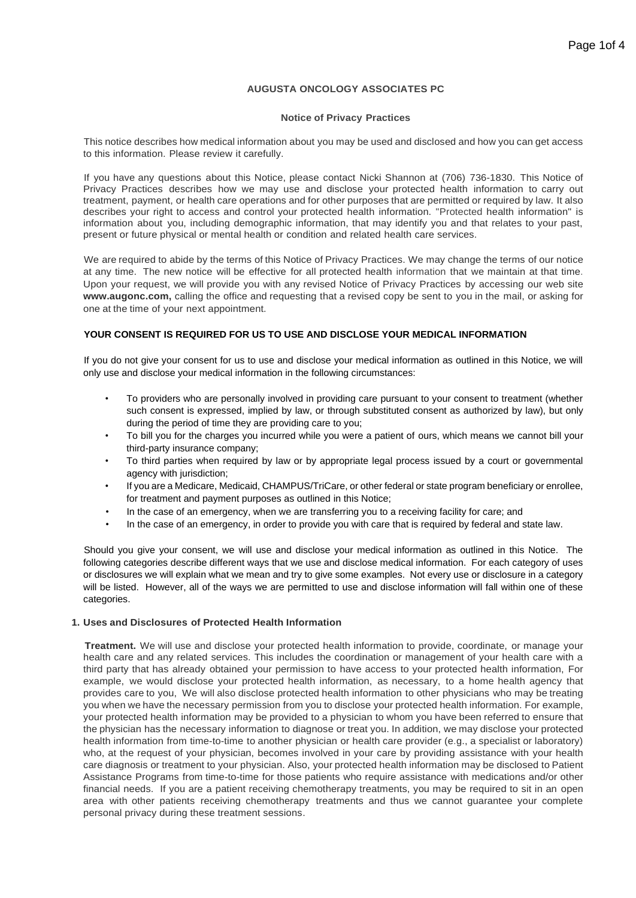# AUGUSTA ONCOLOGY ASSOCIATES PC

## Notice of Privacy Practices

This notice describes how medical information about you may be used and disclosed and how you can get access to this information. Please review it carefully.

If you have any questions about this Notice, please contact Nicki Shannon at (706) 736-1830. This Notice of Privacy Practices describes how we may use and disclose your protected health information to carry out treatment, payment, or health care operations and for other purposes that are permitted or required by law. It also describes your right to access and control your protected health information. "Protected health information" is information about you, including demographic information, that may identify you and that relates to your past, present or future physical or mental health or condition and related health care services.

We are required to abide by the terms of this Notice of Privacy Practices. We may change the terms of our notice at any time. The new notice will be effective for all protected health information that we maintain at that time. Upon your request, we will provide you with any revised Notice of Privacy Practices by accessing our web site **www.augonc.com,** calling the office and requesting that a revised copy be sent to you in the mail, or asking for one at the time of your next appointment.

### YOUR CONSENT IS REQUIRED FOR US TO USE AND DISCLOSE YOUR MEDICAL INFORMATION

If you do not give your consent for us to use and disclose your medical information as outlined in this Notice, we will only use and disclose your medical information in the following circumstances:

- To providers who are personally involved in providing care pursuant to your consent to treatment (whether such consent is expressed, implied by law, or through substituted consent as authorized by law), but only during the period of time they are providing care to you;
- To bill you for the charges you incurred while you were a patient of ours, which means we cannot bill your third-party insurance company;
- To third parties when required by law or by appropriate legal process issued by a court or governmental agency with jurisdiction;
- If you are a Medicare, Medicaid, CHAMPUS/TriCare, or other federal or state program beneficiary or enrollee, for treatment and payment purposes as outlined in this Notice;
- In the case of an emergency, when we are transferring you to a receiving facility for care; and
- In the case of an emergency, in order to provide you with care that is required by federal and state law.

Should you give your consent, we will use and disclose your medical information as outlined in this Notice. The following categories describe different ways that we use and disclose medical information. For each category of uses or disclosures we will explain what we mean and try to give some examples. Not every use or disclosure in a category will be listed. However, all of the ways we are permitted to use and disclose information will fall within one of these categories.

### 1. Uses and Disclosures of Protected Health Information

**Treatment.** We will use and disclose your protected health information to provide, coordinate, or manage your health care and any related services. This includes the coordination or management of your health care with a third party that has already obtained your permission to have access to your protected health information, For example, we would disclose your protected health information, as necessary, to a home health agency that provides care to you, We will also disclose protected health information to other physicians who may be treating you when we have the necessary permission from you to disclose your protected health information. For example, your protected health information may be provided to a physician to whom you have been referred to ensure that the physician has the necessary information to diagnose or treat you. In addition, we may disclose your protected health information from time-to-time to another physician or health care provider (e.g., a specialist or laboratory) who, at the request of your physician, becomes involved in your care by providing assistance with your health care diagnosis or treatment to your physician. Also, your protected health information may be disclosed to Patient Assistance Programs from time-to-time for those patients who require assistance with medications and/or other financial needs. If you are a patient receiving chemotherapy treatments, you may be required to sit in an open area with other patients receiving chemotherapy treatments and thus we cannot guarantee your complete personal privacy during these treatment sessions.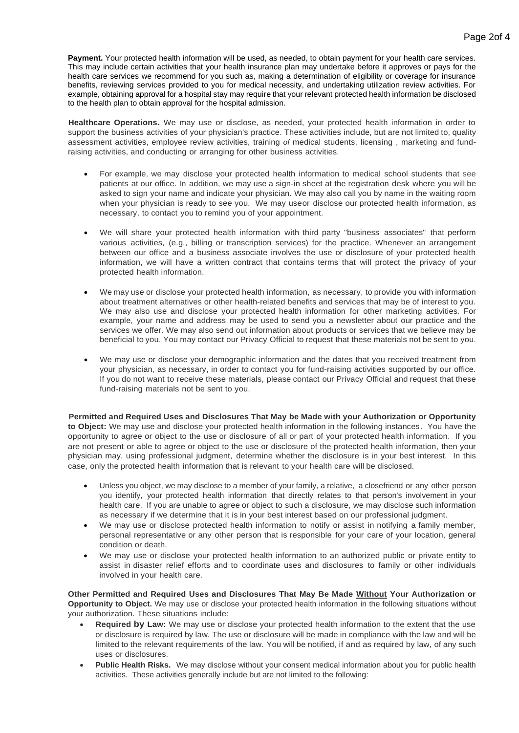**Payment.** Your protected health information will be used, as needed, to obtain payment for your health care services. This may include certain activities that your health insurance plan may undertake before it approves or pays for the health care services we recommend for you such as, making a determination of eligibility or coverage for insurance benefits, reviewing services provided to you for medical necessity, and undertaking utilization review activities. For example, obtaining approval for a hospital stay may require that your relevant protected health information be disclosed to the health plan to obtain approval for the hospital admission.

**Healthcare Operations.** We may use or disclose, as needed, your protected health information in order to support the business activities of your physician's practice. These activities include, but are not limited to, quality assessment activities, employee review activities, training *of* medical students, licensing , marketing and fund-raising activities, and conducting or arranging for other business activities.

- For example, we may disclose your protected health information to medical school students that see patients at our office. In addition, we may use a sign-in sheet at the registration desk where you will be asked to sign your name and indicate your physician. We may also call you by name in the waiting room when your physician is ready to see you. We may useor disclose our protected health information, as necessary, to contact you to remind you of your appointment.

- We will share your protected health information with third party "business associates" that perform various activities, (e.g., billing or transcription services) for the practice. Whenever an arrangement between our office and a business associate involves the use or disclosure of your protected health information, we will have a written contract that contains terms that will protect the privacy of your protected health information.

- We may use or disclose your protected health information, as necessary, to provide you with information about treatment alternatives or other health-related benefits and services that may be of interest to you. We may also use and disclose your protected health information for other marketing activities. For example, your name and address may be used to send you a newsletter about our practice and the services we offer. We may also send out information about products or services that we believe may be beneficial to you. You may contact our Privacy Official to request that these materials not be sent to you.

- We may use or disclose your demographic information and the dates that you received treatment from your physician, as necessary, in order to contact you for fund-raising activities supported by our office. If you do not want to receive these materials, please contact our Privacy Official and request that these fund-raising materials not be sent to you.

**Permitted and Required Uses and Disclosures That May be Made with your Authorization or Opportunity to Object:** We may use and disclose your protected health information in the following instances. You have the opportunity to agree or object to the use or disclosure of all or part of your protected health information. If you are not present or able to agree or object to the use or disclosure of the protected health information, then your physician may, using professional judgment, determine whether the disclosure is in your best interest. In this case, only the protected health information that is relevant to your health care will be disclosed.

- Unless you object, we may disclose to a member of your family, a relative, a closefriend or any other person you identify, your protected health information that directly relates to that person's involvement in your health care. If you are unable to agree or object to such a disclosure, we may disclose such information as necessary if we determine that it is in your best interest based on our professional judgment.
- We may use or disclose protected health information to notify or assist in notifying a family member, personal representative or any other person that is responsible for your care of your location, general condition or death.
- We may use or disclose your protected health information to an authorized public or private entity to assist in disaster relief efforts and to coordinate uses and disclosures to family or other individuals involved in your health care.

**Other Permitted and Required Uses and Disclosures That May Be Made <u>Without</u> Your Authorization or Opportunity to Object.** We may use or disclose your protected health information in the following situations without your authorization. These situations include:

- **Required by Law:** We may use or disclose your protected health information to the extent that the use or disclosure is required by law. The use or disclosure will be made in compliance with the law and will be limited to the relevant requirements of the law. You will be notified, if and as required by law, of any such uses or disclosures.
- **Public Health Risks.** We may disclose without your consent medical information about you for public health activities. These activities generally include but are not limited to the following: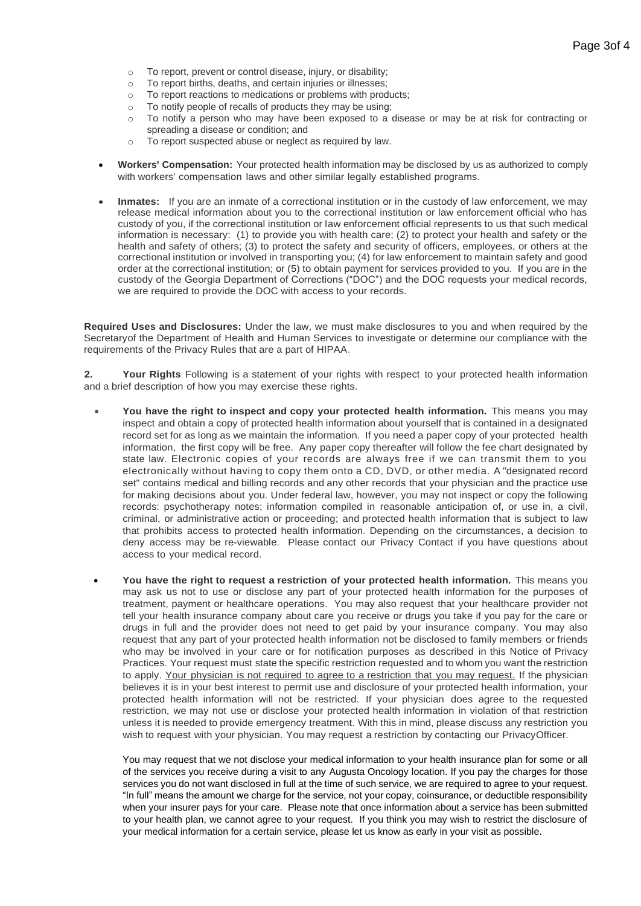- To report, prevent or control disease, injury, or disability;
  - To report births, deaths, and certain injuries or illnesses;
  - To report reactions to medications or problems with products;
  - To notify people of recalls of products they may be using;
  - To notify a person who may have been exposed to a disease or may be at risk for contracting or spreading a disease or condition; and
  - To report suspected abuse or neglect as required by law.

- **Workers' Compensation:** Your protected health information may be disclosed by us as authorized to comply with workers' compensation laws and other similar legally established programs.

- **Inmates:** If you are an inmate of a correctional institution or in the custody of law enforcement, we may release medical information about you to the correctional institution or law enforcement official who has custody of you, if the correctional institution or law enforcement official represents to us that such medical information is necessary: (1) to provide you with health care; (2) to protect your health and safety or the health and safety of others; (3) to protect the safety and security of officers, employees, or others at the correctional institution or involved in transporting you; (4) for law enforcement to maintain safety and good order at the correctional institution; or (5) to obtain payment for services provided to you. If you are in the custody of the Georgia Department of Corrections ("DOC") and the DOC requests your medical records, we are required to provide the DOC with access to your records.

**Required Uses and Disclosures:** Under the law, we must make disclosures to you and when required by the Secretaryof the Department of Health and Human Services to investigate or determine our compliance with the requirements of the Privacy Rules that are a part of HIPAA.

**2. Your Rights** Following is a statement of your rights with respect to your protected health information and a brief description of how you may exercise these rights.

- **You have the right to inspect and copy your protected health information.** This means you may inspect and obtain a copy of protected health information about yourself that is contained in a designated record set for as long as we maintain the information. If you need a paper copy of your protected health information, the first copy will be free. Any paper copy thereafter will follow the fee chart designated by state law. Electronic copies of your records are always free if we can transmit them to you electronically without having to copy them onto a CD, DVD, or other media. A "designated record set" contains medical and billing records and any other records that your physician and the practice use for making decisions about you. Under federal law, however, you may not inspect or copy the following records: psychotherapy notes; information compiled in reasonable anticipation of, or use in, a civil, criminal, or administrative action or proceeding; and protected health information that is subject to law that prohibits access to protected health information. Depending on the circumstances, a decision to deny access may be re-viewable. Please contact our Privacy Contact if you have questions about access to your medical record.

- **You have the right to request a restriction of your protected health information.** This means you may ask us not to use or disclose any part of your protected health information for the purposes of treatment, payment or healthcare operations. You may also request that your healthcare provider not tell your health insurance company about care you receive or drugs you take if you pay for the care or drugs in full and the provider does not need to get paid by your insurance company. You may also request that any part of your protected health information not be disclosed to family members or friends who may be involved in your care or for notification purposes as described in this Notice of Privacy Practices. Your request must state the specific restriction requested and to whom you want the restriction to apply. <u>Your physician is not required to agree to a restriction that you may request.</u> If the physician believes it is in your best interest to permit use and disclosure of your protected health information, your protected health information will not be restricted. If your physician does agree to the requested restriction, we may not use or disclose your protected health information in violation of that restriction unless it is needed to provide emergency treatment. With this in mind, please discuss any restriction you wish to request with your physician. You may request a restriction by contacting our PrivacyOfficer.

  You may request that we not disclose your medical information to your health insurance plan for some or all of the services you receive during a visit to any Augusta Oncology location. If you pay the charges for those services you do not want disclosed in full at the time of such service, we are required to agree to your request. "In full" means the amount we charge for the service, not your copay, coinsurance, or deductible responsibility when your insurer pays for your care. Please note that once information about a service has been submitted to your health plan, we cannot agree to your request. If you think you may wish to restrict the disclosure of your medical information for a certain service, please let us know as early in your visit as possible.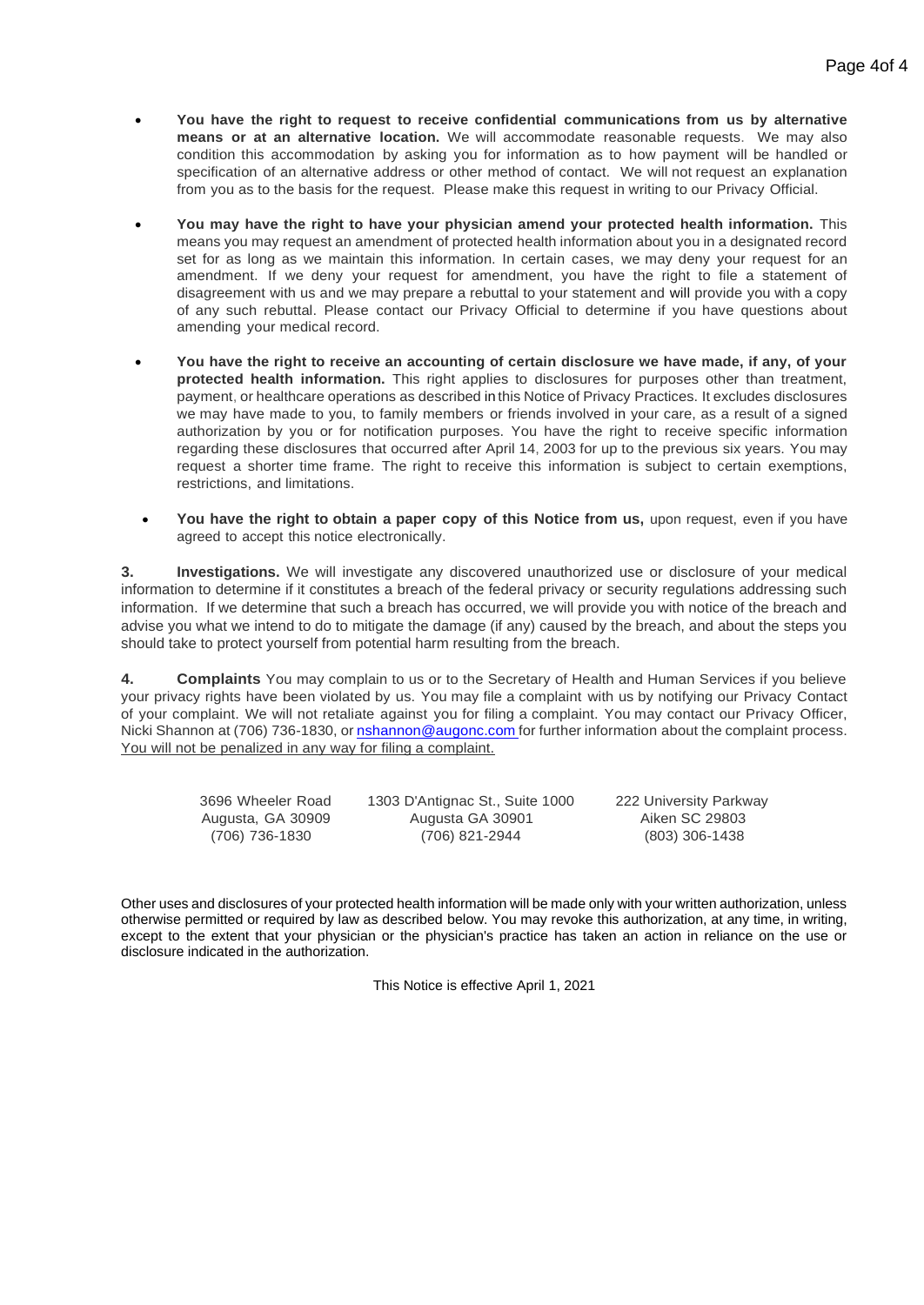- **You have the right to request to receive confidential communications from us by alternative means or at an alternative location.** We will accommodate reasonable requests. We may also condition this accommodation by asking you for information as to how payment will be handled or specification of an alternative address or other method of contact. We will not request an explanation from you as to the basis for the request. Please make this request in writing to our Privacy Official.

- **You may have the right to have your physician amend your protected health information.** This means you may request an amendment of protected health information about you in a designated record set for as long as we maintain this information. In certain cases, we may deny your request for an amendment. If we deny your request for amendment, you have the right to file a statement of disagreement with us and we may prepare a rebuttal to your statement and will provide you with a copy of any such rebuttal. Please contact our Privacy Official to determine if you have questions about amending your medical record.

- **You have the right to receive an accounting of certain disclosure we have made, if any, of your protected health information.** This right applies to disclosures for purposes other than treatment, payment, or healthcare operations as described in this Notice of Privacy Practices. It excludes disclosures we may have made to you, to family members or friends involved in your care, as a result of a signed authorization by you or for notification purposes. You have the right to receive specific information regarding these disclosures that occurred after April 14, 2003 for up to the previous six years. You may request a shorter time frame. The right to receive this information is subject to certain exemptions, restrictions, and limitations.

- **You have the right to obtain a paper copy of this Notice from us,** upon request, even if you have agreed to accept this notice electronically.

**3. Investigations.** We will investigate any discovered unauthorized use or disclosure of your medical information to determine if it constitutes a breach of the federal privacy or security regulations addressing such information. If we determine that such a breach has occurred, we will provide you with notice of the breach and advise you what we intend to do to mitigate the damage (if any) caused by the breach, and about the steps you should take to protect yourself from potential harm resulting from the breach.

**4. Complaints** You may complain to us or to the Secretary of Health and Human Services if you believe your privacy rights have been violated by us. You may file a complaint with us by notifying our Privacy Contact of your complaint. We will not retaliate against you for filing a complaint. You may contact our Privacy Officer, Nicki Shannon at (706) 736-1830, or nshannon@augonc.com for further information about the complaint process. You will not be penalized in any way for filing a complaint.

| | | |
|---|---|---|
| 3696 Wheeler Road<br>Augusta, GA 30909<br>(706) 736-1830 | 1303 D'Antignac St., Suite 1000<br>Augusta GA 30901<br>(706) 821-2944 | 222 University Parkway<br>Aiken SC 29803<br>(803) 306-1438 |

Other uses and disclosures of your protected health information will be made only with your written authorization, unless otherwise permitted or required by law as described below. You may revoke this authorization, at any time, in writing, except to the extent that your physician or the physician's practice has taken an action in reliance on the use or disclosure indicated in the authorization.

This Notice is effective April 1, 2021